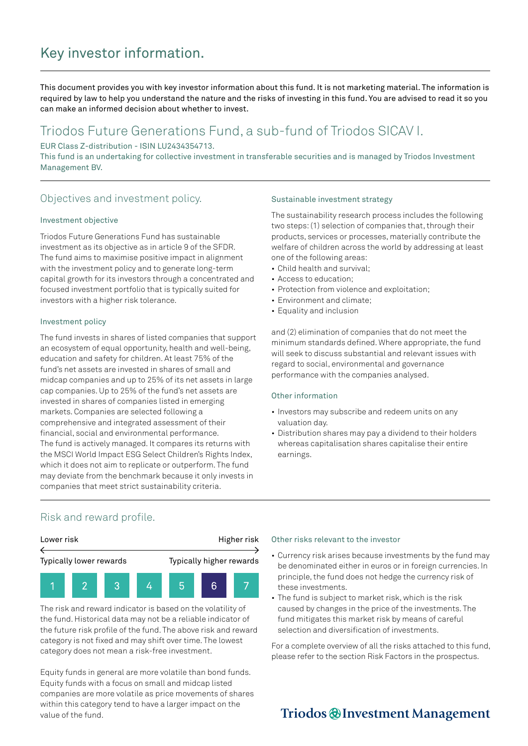# Key investor information.

This document provides you with key investor information about this fund. It is not marketing material. The information is required by law to help you understand the nature and the risks of investing in this fund. You are advised to read it so you can make an informed decision about whether to invest.

## Triodos Future Generations Fund, a sub-fund of Triodos SICAV I.

EUR Class Z-distribution - ISIN LU2434354713.

This fund is an undertaking for collective investment in transferable securities and is managed by Triodos Investment Management BV.

## Objectives and investment policy.

### Investment objective

Triodos Future Generations Fund has sustainable investment as its objective as in article 9 of the SFDR. The fund aims to maximise positive impact in alignment with the investment policy and to generate long-term capital growth for its investors through a concentrated and focused investment portfolio that is typically suited for investors with a higher risk tolerance.

### Investment policy

The fund invests in shares of listed companies that support an ecosystem of equal opportunity, health and well-being, education and safety for children. At least 75% of the fund's net assets are invested in shares of small and midcap companies and up to 25% of its net assets in large cap companies. Up to 25% of the fund's net assets are invested in shares of companies listed in emerging markets. Companies are selected following a comprehensive and integrated assessment of their financial, social and environmental performance.
The fund is actively managed. It compares its returns with the MSCI World Impact ESG Select Children's Rights Index, which it does not aim to replicate or outperform. The fund may deviate from the benchmark because it only invests in companies that meet strict sustainability criteria.

### Sustainable investment strategy

The sustainability research process includes the following two steps: (1) selection of companies that, through their products, services or processes, materially contribute the welfare of children across the world by addressing at least one of the following areas:

- Child health and survival;
- Access to education;
- Protection from violence and exploitation;
- Environment and climate;
- Equality and inclusion

and (2) elimination of companies that do not meet the minimum standards defined. Where appropriate, the fund will seek to discuss substantial and relevant issues with regard to social, environmental and governance performance with the companies analysed.

### Other information

- Investors may subscribe and redeem units on any valuation day.
- Distribution shares may pay a dividend to their holders whereas capitalisation shares capitalise their entire earnings.

## Risk and reward profile.

| Lower risk | | | | | | Higher risk |
|---|---|---|---|---|---|---|
| Typically lower rewards | | | | | | Typically higher rewards |
| 1 | 2 | 3 | 4 | 5 | **6** | 7 |

The risk and reward indicator is based on the volatility of the fund. Historical data may not be a reliable indicator of the future risk profile of the fund. The above risk and reward category is not fixed and may shift over time. The lowest category does not mean a risk-free investment.

Equity funds in general are more volatile than bond funds. Equity funds with a focus on small and midcap listed companies are more volatile as price movements of shares within this category tend to have a larger impact on the value of the fund.

### Other risks relevant to the investor

- Currency risk arises because investments by the fund may be denominated either in euros or in foreign currencies. In principle, the fund does not hedge the currency risk of these investments.
- The fund is subject to market risk, which is the risk caused by changes in the price of the investments. The fund mitigates this market risk by means of careful selection and diversification of investments.

For a complete overview of all the risks attached to this fund, please refer to the section Risk Factors in the prospectus.

Triodos Investment Management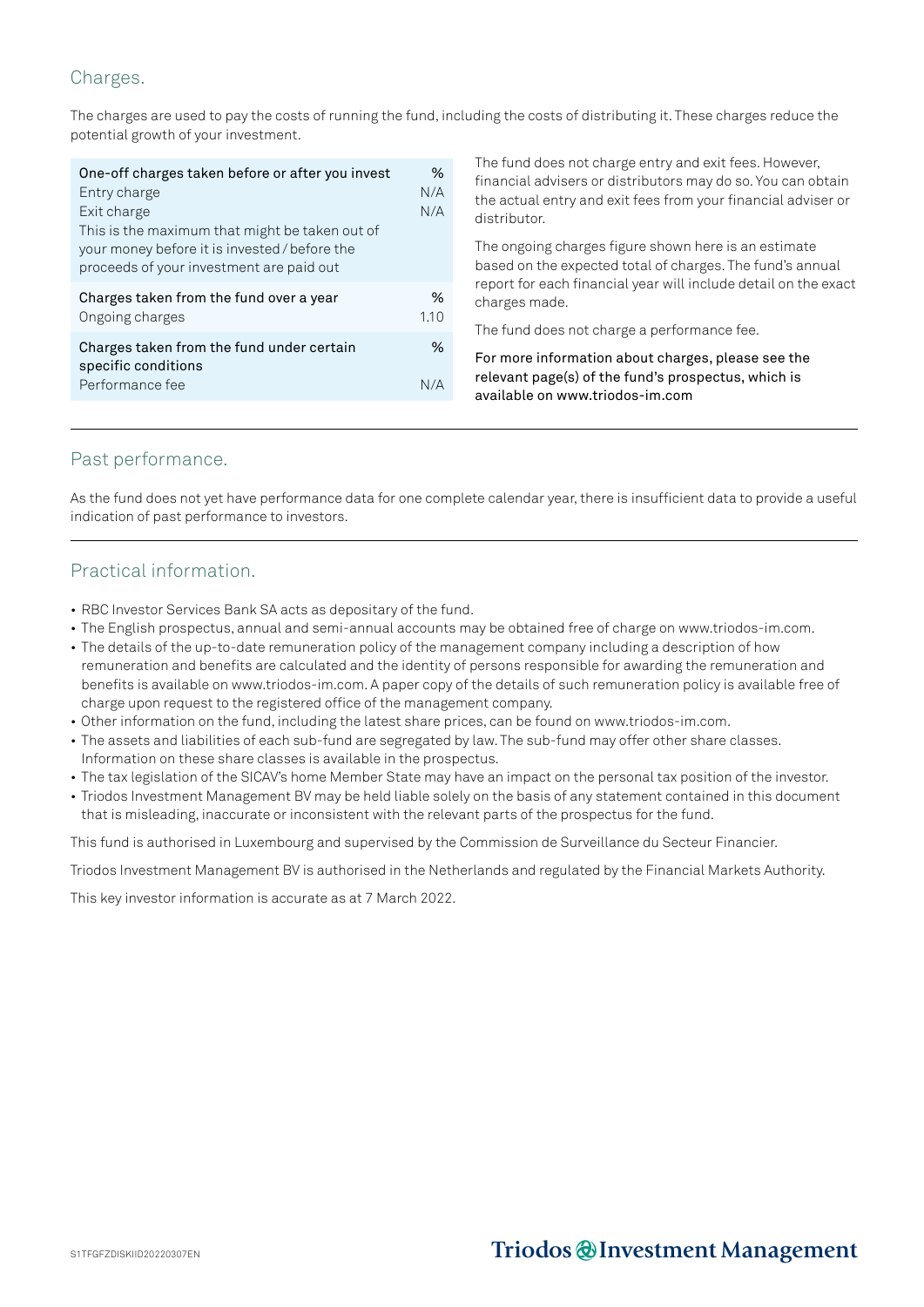## Charges.

The charges are used to pay the costs of running the fund, including the costs of distributing it. These charges reduce the potential growth of your investment.

| | |
|---|---|
| **One-off charges taken before or after you invest** | **%** |
| Entry charge | N/A |
| Exit charge | N/A |
| This is the maximum that might be taken out of your money before it is invested / before the proceeds of your investment are paid out | |
| **Charges taken from the fund over a year** | **%** |
| Ongoing charges | 1.10 |
| **Charges taken from the fund under certain specific conditions** | **%** |
| Performance fee | N/A |

The fund does not charge entry and exit fees. However, financial advisers or distributors may do so. You can obtain the actual entry and exit fees from your financial adviser or distributor.

The ongoing charges figure shown here is an estimate based on the expected total of charges. The fund's annual report for each financial year will include detail on the exact charges made.

The fund does not charge a performance fee.

For more information about charges, please see the relevant page(s) of the fund's prospectus, which is available on www.triodos-im.com

## Past performance.

As the fund does not yet have performance data for one complete calendar year, there is insufficient data to provide a useful indication of past performance to investors.

## Practical information.

- RBC Investor Services Bank SA acts as depositary of the fund.
- The English prospectus, annual and semi-annual accounts may be obtained free of charge on www.triodos-im.com.
- The details of the up-to-date remuneration policy of the management company including a description of how remuneration and benefits are calculated and the identity of persons responsible for awarding the remuneration and benefits is available on www.triodos-im.com. A paper copy of the details of such remuneration policy is available free of charge upon request to the registered office of the management company.
- Other information on the fund, including the latest share prices, can be found on www.triodos-im.com.
- The assets and liabilities of each sub-fund are segregated by law. The sub-fund may offer other share classes. Information on these share classes is available in the prospectus.
- The tax legislation of the SICAV's home Member State may have an impact on the personal tax position of the investor.
- Triodos Investment Management BV may be held liable solely on the basis of any statement contained in this document that is misleading, inaccurate or inconsistent with the relevant parts of the prospectus for the fund.

This fund is authorised in Luxembourg and supervised by the Commission de Surveillance du Secteur Financier.

Triodos Investment Management BV is authorised in the Netherlands and regulated by the Financial Markets Authority.

This key investor information is accurate as at 7 March 2022.

S1TFGFZDISKIID20220307EN

Triodos Investment Management